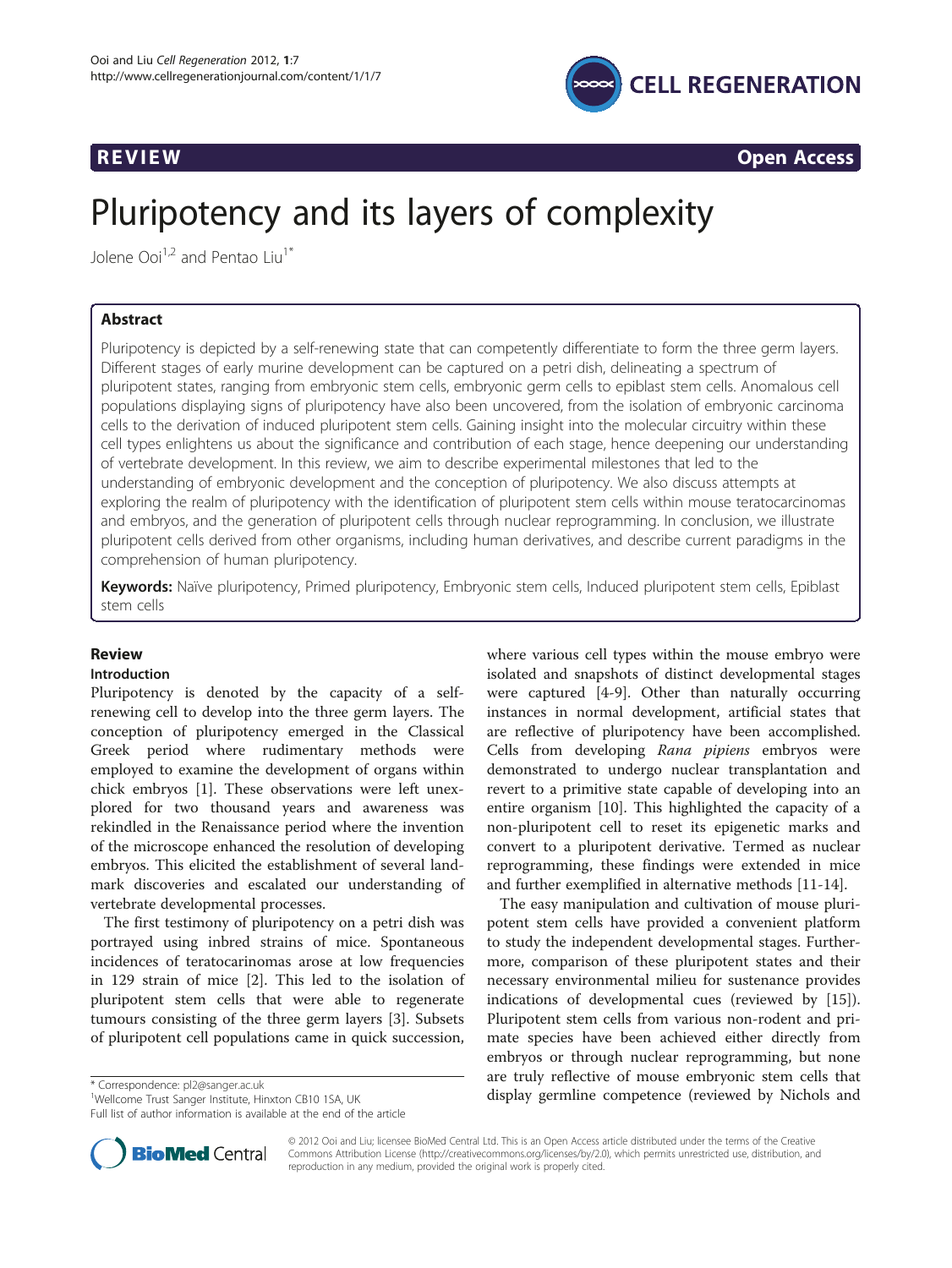**REVIEW** **Open Access**

# Pluripotency and its layers of complexity

Jolene Ooi[1,2] and Pentao Liu[1*]

## Abstract

Pluripotency is depicted by a self-renewing state that can competently differentiate to form the three germ layers. Different stages of early murine development can be captured on a petri dish, delineating a spectrum of pluripotent states, ranging from embryonic stem cells, embryonic germ cells to epiblast stem cells. Anomalous cell populations displaying signs of pluripotency have also been uncovered, from the isolation of embryonic carcinoma cells to the derivation of induced pluripotent stem cells. Gaining insight into the molecular circuitry within these cell types enlightens us about the significance and contribution of each stage, hence deepening our understanding of vertebrate development. In this review, we aim to describe experimental milestones that led to the understanding of embryonic development and the conception of pluripotency. We also discuss attempts at exploring the realm of pluripotency with the identification of pluripotent stem cells within mouse teratocarcinomas and embryos, and the generation of pluripotent cells through nuclear reprogramming. In conclusion, we illustrate pluripotent cells derived from other organisms, including human derivatives, and describe current paradigms in the comprehension of human pluripotency.

**Keywords:** Naïve pluripotency, Primed pluripotency, Embryonic stem cells, Induced pluripotent stem cells, Epiblast stem cells

## Review

### Introduction

Pluripotency is denoted by the capacity of a self-renewing cell to develop into the three germ layers. The conception of pluripotency emerged in the Classical Greek period where rudimentary methods were employed to examine the development of organs within chick embryos [1]. These observations were left unexplored for two thousand years and awareness was rekindled in the Renaissance period where the invention of the microscope enhanced the resolution of developing embryos. This elicited the establishment of several landmark discoveries and escalated our understanding of vertebrate developmental processes.

The first testimony of pluripotency on a petri dish was portrayed using inbred strains of mice. Spontaneous incidences of teratocarinomas arose at low frequencies in 129 strain of mice [2]. This led to the isolation of pluripotent stem cells that were able to regenerate tumours consisting of the three germ layers [3]. Subsets of pluripotent cell populations came in quick succession, where various cell types within the mouse embryo were isolated and snapshots of distinct developmental stages were captured [4-9]. Other than naturally occurring instances in normal development, artificial states that are reflective of pluripotency have been accomplished. Cells from developing *Rana pipiens* embryos were demonstrated to undergo nuclear transplantation and revert to a primitive state capable of developing into an entire organism [10]. This highlighted the capacity of a non-pluripotent cell to reset its epigenetic marks and convert to a pluripotent derivative. Termed as nuclear reprogramming, these findings were extended in mice and further exemplified in alternative methods [11-14].

The easy manipulation and cultivation of mouse pluripotent stem cells have provided a convenient platform to study the independent developmental stages. Furthermore, comparison of these pluripotent states and their necessary environmental milieu for sustenance provides indications of developmental cues (reviewed by [15]). Pluripotent stem cells from various non-rodent and primate species have been achieved either directly from embryos or through nuclear reprogramming, but none are truly reflective of mouse embryonic stem cells that display germline competence (reviewed by Nichols and

\* Correspondence: pl2@sanger.ac.uk
[1]Wellcome Trust Sanger Institute, Hinxton CB10 1SA, UK
Full list of author information is available at the end of the article

© 2012 Ooi and Liu; licensee BioMed Central Ltd. This is an Open Access article distributed under the terms of the Creative Commons Attribution License (http://creativecommons.org/licenses/by/2.0), which permits unrestricted use, distribution, and reproduction in any medium, provided the original work is properly cited.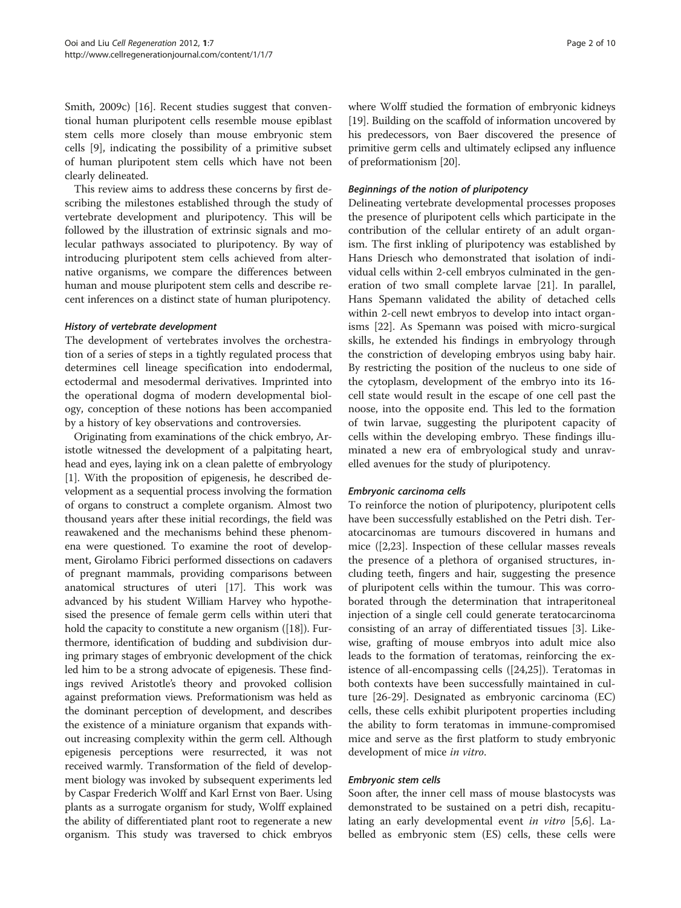Smith, 2009c) [16]. Recent studies suggest that conventional human pluripotent cells resemble mouse epiblast stem cells more closely than mouse embryonic stem cells [9], indicating the possibility of a primitive subset of human pluripotent stem cells which have not been clearly delineated.

This review aims to address these concerns by first describing the milestones established through the study of vertebrate development and pluripotency. This will be followed by the illustration of extrinsic signals and molecular pathways associated to pluripotency. By way of introducing pluripotent stem cells achieved from alternative organisms, we compare the differences between human and mouse pluripotent stem cells and describe recent inferences on a distinct state of human pluripotency.

### *History of vertebrate development*

The development of vertebrates involves the orchestration of a series of steps in a tightly regulated process that determines cell lineage specification into endodermal, ectodermal and mesodermal derivatives. Imprinted into the operational dogma of modern developmental biology, conception of these notions has been accompanied by a history of key observations and controversies.

Originating from examinations of the chick embryo, Aristotle witnessed the development of a palpitating heart, head and eyes, laying ink on a clean palette of embryology [1]. With the proposition of epigenesis, he described development as a sequential process involving the formation of organs to construct a complete organism. Almost two thousand years after these initial recordings, the field was reawakened and the mechanisms behind these phenomena were questioned. To examine the root of development, Girolamo Fibrici performed dissections on cadavers of pregnant mammals, providing comparisons between anatomical structures of uteri [17]. This work was advanced by his student William Harvey who hypothesised the presence of female germ cells within uteri that hold the capacity to constitute a new organism ([18]). Furthermore, identification of budding and subdivision during primary stages of embryonic development of the chick led him to be a strong advocate of epigenesis. These findings revived Aristotle's theory and provoked collision against preformation views. Preformationism was held as the dominant perception of development, and describes the existence of a miniature organism that expands without increasing complexity within the germ cell. Although epigenesis perceptions were resurrected, it was not received warmly. Transformation of the field of development biology was invoked by subsequent experiments led by Caspar Frederich Wolff and Karl Ernst von Baer. Using plants as a surrogate organism for study, Wolff explained the ability of differentiated plant root to regenerate a new organism. This study was traversed to chick embryos where Wolff studied the formation of embryonic kidneys [19]. Building on the scaffold of information uncovered by his predecessors, von Baer discovered the presence of primitive germ cells and ultimately eclipsed any influence of preformationism [20].

### *Beginnings of the notion of pluripotency*

Delineating vertebrate developmental processes proposes the presence of pluripotent cells which participate in the contribution of the cellular entirety of an adult organism. The first inkling of pluripotency was established by Hans Driesch who demonstrated that isolation of individual cells within 2-cell embryos culminated in the generation of two small complete larvae [21]. In parallel, Hans Spemann validated the ability of detached cells within 2-cell newt embryos to develop into intact organisms [22]. As Spemann was poised with micro-surgical skills, he extended his findings in embryology through the constriction of developing embryos using baby hair. By restricting the position of the nucleus to one side of the cytoplasm, development of the embryo into its 16-cell state would result in the escape of one cell past the noose, into the opposite end. This led to the formation of twin larvae, suggesting the pluripotent capacity of cells within the developing embryo. These findings illuminated a new era of embryological study and unravelled avenues for the study of pluripotency.

### *Embryonic carcinoma cells*

To reinforce the notion of pluripotency, pluripotent cells have been successfully established on the Petri dish. Teratocarcinomas are tumours discovered in humans and mice ([2,23]. Inspection of these cellular masses reveals the presence of a plethora of organised structures, including teeth, fingers and hair, suggesting the presence of pluripotent cells within the tumour. This was corroborated through the determination that intraperitoneal injection of a single cell could generate teratocarcinoma consisting of an array of differentiated tissues [3]. Likewise, grafting of mouse embryos into adult mice also leads to the formation of teratomas, reinforcing the existence of all-encompassing cells ([24,25]). Teratomas in both contexts have been successfully maintained in culture [26-29]. Designated as embryonic carcinoma (EC) cells, these cells exhibit pluripotent properties including the ability to form teratomas in immune-compromised mice and serve as the first platform to study embryonic development of mice *in vitro*.

### *Embryonic stem cells*

Soon after, the inner cell mass of mouse blastocysts was demonstrated to be sustained on a petri dish, recapitulating an early developmental event *in vitro* [5,6]. Labelled as embryonic stem (ES) cells, these cells were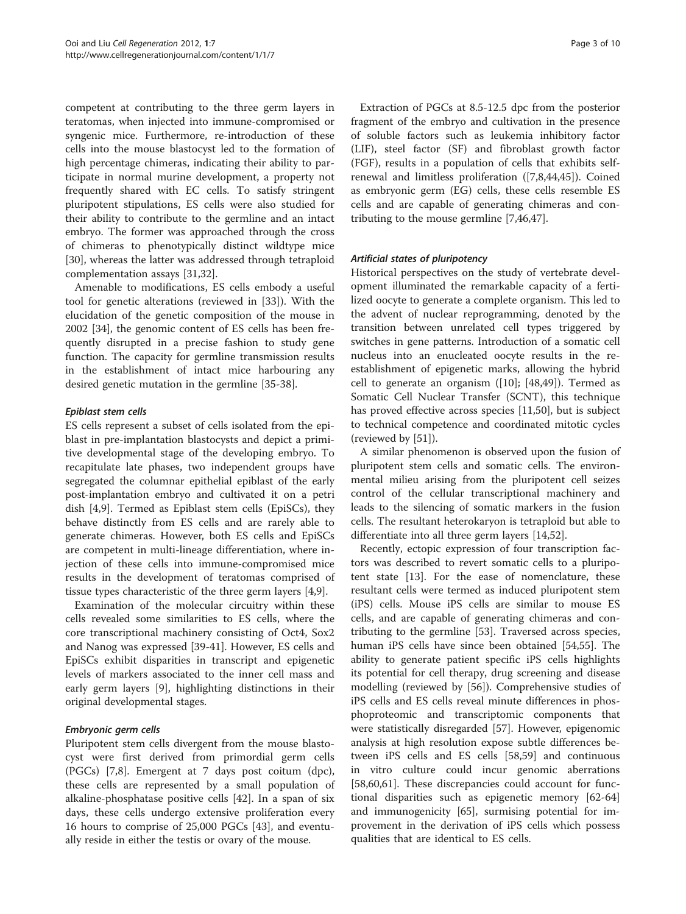competent at contributing to the three germ layers in teratomas, when injected into immune-compromised or syngenic mice. Furthermore, re-introduction of these cells into the mouse blastocyst led to the formation of high percentage chimeras, indicating their ability to participate in normal murine development, a property not frequently shared with EC cells. To satisfy stringent pluripotent stipulations, ES cells were also studied for their ability to contribute to the germline and an intact embryo. The former was approached through the cross of chimeras to phenotypically distinct wildtype mice [30], whereas the latter was addressed through tetraploid complementation assays [31,32].

Amenable to modifications, ES cells embody a useful tool for genetic alterations (reviewed in [33]). With the elucidation of the genetic composition of the mouse in 2002 [34], the genomic content of ES cells has been frequently disrupted in a precise fashion to study gene function. The capacity for germline transmission results in the establishment of intact mice harbouring any desired genetic mutation in the germline [35-38].

#### *Epiblast stem cells*

ES cells represent a subset of cells isolated from the epiblast in pre-implantation blastocysts and depict a primitive developmental stage of the developing embryo. To recapitulate late phases, two independent groups have segregated the columnar epithelial epiblast of the early post-implantation embryo and cultivated it on a petri dish [4,9]. Termed as Epiblast stem cells (EpiSCs), they behave distinctly from ES cells and are rarely able to generate chimeras. However, both ES cells and EpiSCs are competent in multi-lineage differentiation, where injection of these cells into immune-compromised mice results in the development of teratomas comprised of tissue types characteristic of the three germ layers [4,9].

Examination of the molecular circuitry within these cells revealed some similarities to ES cells, where the core transcriptional machinery consisting of Oct4, Sox2 and Nanog was expressed [39-41]. However, ES cells and EpiSCs exhibit disparities in transcript and epigenetic levels of markers associated to the inner cell mass and early germ layers [9], highlighting distinctions in their original developmental stages.

#### *Embryonic germ cells*

Pluripotent stem cells divergent from the mouse blastocyst were first derived from primordial germ cells (PGCs) [7,8]. Emergent at 7 days post coitum (dpc), these cells are represented by a small population of alkaline-phosphatase positive cells [42]. In a span of six days, these cells undergo extensive proliferation every 16 hours to comprise of 25,000 PGCs [43], and eventually reside in either the testis or ovary of the mouse.

Extraction of PGCs at 8.5-12.5 dpc from the posterior fragment of the embryo and cultivation in the presence of soluble factors such as leukemia inhibitory factor (LIF), steel factor (SF) and fibroblast growth factor (FGF), results in a population of cells that exhibits self-renewal and limitless proliferation ([7,8,44,45]). Coined as embryonic germ (EG) cells, these cells resemble ES cells and are capable of generating chimeras and contributing to the mouse germline [7,46,47].

#### *Artificial states of pluripotency*

Historical perspectives on the study of vertebrate development illuminated the remarkable capacity of a fertilized oocyte to generate a complete organism. This led to the advent of nuclear reprogramming, denoted by the transition between unrelated cell types triggered by switches in gene patterns. Introduction of a somatic cell nucleus into an enucleated oocyte results in the re-establishment of epigenetic marks, allowing the hybrid cell to generate an organism ([10]; [48,49]). Termed as Somatic Cell Nuclear Transfer (SCNT), this technique has proved effective across species [11,50], but is subject to technical competence and coordinated mitotic cycles (reviewed by [51]).

A similar phenomenon is observed upon the fusion of pluripotent stem cells and somatic cells. The environmental milieu arising from the pluripotent cell seizes control of the cellular transcriptional machinery and leads to the silencing of somatic markers in the fusion cells. The resultant heterokaryon is tetraploid but able to differentiate into all three germ layers [14,52].

Recently, ectopic expression of four transcription factors was described to revert somatic cells to a pluripotent state [13]. For the ease of nomenclature, these resultant cells were termed as induced pluripotent stem (iPS) cells. Mouse iPS cells are similar to mouse ES cells, and are capable of generating chimeras and contributing to the germline [53]. Traversed across species, human iPS cells have since been obtained [54,55]. The ability to generate patient specific iPS cells highlights its potential for cell therapy, drug screening and disease modelling (reviewed by [56]). Comprehensive studies of iPS cells and ES cells reveal minute differences in phosphoproteomic and transcriptomic components that were statistically disregarded [57]. However, epigenomic analysis at high resolution expose subtle differences between iPS cells and ES cells [58,59] and continuous in vitro culture could incur genomic aberrations [58,60,61]. These discrepancies could account for functional disparities such as epigenetic memory [62-64] and immunogenicity [65], surmising potential for improvement in the derivation of iPS cells which possess qualities that are identical to ES cells.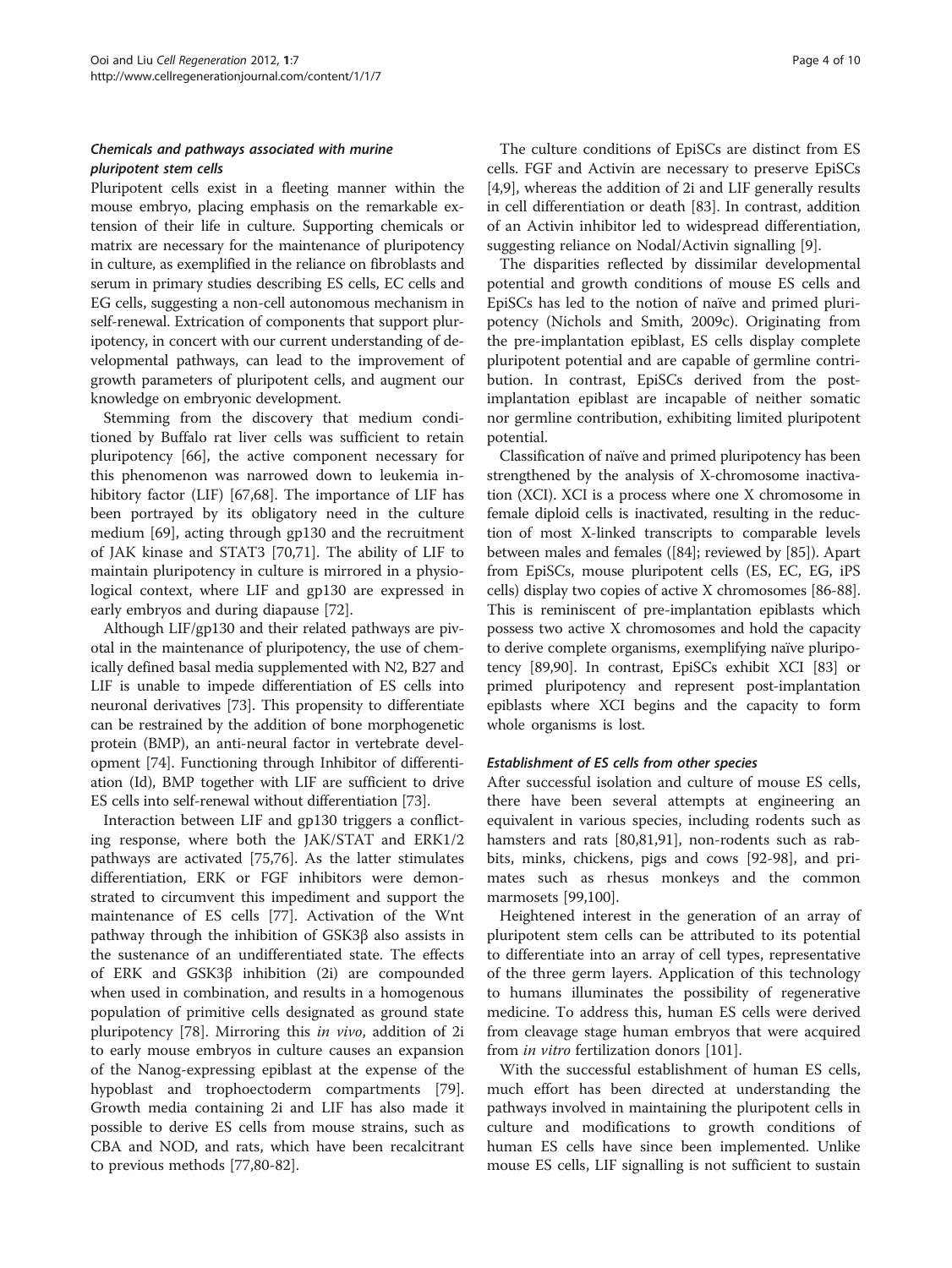### *Chemicals and pathways associated with murine pluripotent stem cells*

Pluripotent cells exist in a fleeting manner within the mouse embryo, placing emphasis on the remarkable extension of their life in culture. Supporting chemicals or matrix are necessary for the maintenance of pluripotency in culture, as exemplified in the reliance on fibroblasts and serum in primary studies describing ES cells, EC cells and EG cells, suggesting a non-cell autonomous mechanism in self-renewal. Extrication of components that support pluripotency, in concert with our current understanding of developmental pathways, can lead to the improvement of growth parameters of pluripotent cells, and augment our knowledge on embryonic development.

Stemming from the discovery that medium conditioned by Buffalo rat liver cells was sufficient to retain pluripotency [66], the active component necessary for this phenomenon was narrowed down to leukemia inhibitory factor (LIF) [67,68]. The importance of LIF has been portrayed by its obligatory need in the culture medium [69], acting through gp130 and the recruitment of JAK kinase and STAT3 [70,71]. The ability of LIF to maintain pluripotency in culture is mirrored in a physiological context, where LIF and gp130 are expressed in early embryos and during diapause [72].

Although LIF/gp130 and their related pathways are pivotal in the maintenance of pluripotency, the use of chemically defined basal media supplemented with N2, B27 and LIF is unable to impede differentiation of ES cells into neuronal derivatives [73]. This propensity to differentiate can be restrained by the addition of bone morphogenetic protein (BMP), an anti-neural factor in vertebrate development [74]. Functioning through Inhibitor of differentiation (Id), BMP together with LIF are sufficient to drive ES cells into self-renewal without differentiation [73].

Interaction between LIF and gp130 triggers a conflicting response, where both the JAK/STAT and ERK1/2 pathways are activated [75,76]. As the latter stimulates differentiation, ERK or FGF inhibitors were demonstrated to circumvent this impediment and support the maintenance of ES cells [77]. Activation of the Wnt pathway through the inhibition of GSK3β also assists in the sustenance of an undifferentiated state. The effects of ERK and GSK3β inhibition (2i) are compounded when used in combination, and results in a homogenous population of primitive cells designated as ground state pluripotency [78]. Mirroring this *in vivo*, addition of 2i to early mouse embryos in culture causes an expansion of the Nanog-expressing epiblast at the expense of the hypoblast and trophoectoderm compartments [79]. Growth media containing 2i and LIF has also made it possible to derive ES cells from mouse strains, such as CBA and NOD, and rats, which have been recalcitrant to previous methods [77,80-82].

The culture conditions of EpiSCs are distinct from ES cells. FGF and Activin are necessary to preserve EpiSCs [4,9], whereas the addition of 2i and LIF generally results in cell differentiation or death [83]. In contrast, addition of an Activin inhibitor led to widespread differentiation, suggesting reliance on Nodal/Activin signalling [9].

The disparities reflected by dissimilar developmental potential and growth conditions of mouse ES cells and EpiSCs has led to the notion of naïve and primed pluripotency (Nichols and Smith, 2009c). Originating from the pre-implantation epiblast, ES cells display complete pluripotent potential and are capable of germline contribution. In contrast, EpiSCs derived from the post-implantation epiblast are incapable of neither somatic nor germline contribution, exhibiting limited pluripotent potential.

Classification of naïve and primed pluripotency has been strengthened by the analysis of X-chromosome inactivation (XCI). XCI is a process where one X chromosome in female diploid cells is inactivated, resulting in the reduction of most X-linked transcripts to comparable levels between males and females ([84]; reviewed by [85]). Apart from EpiSCs, mouse pluripotent cells (ES, EC, EG, iPS cells) display two copies of active X chromosomes [86-88]. This is reminiscent of pre-implantation epiblasts which possess two active X chromosomes and hold the capacity to derive complete organisms, exemplifying naïve pluripotency [89,90]. In contrast, EpiSCs exhibit XCI [83] or primed pluripotency and represent post-implantation epiblasts where XCI begins and the capacity to form whole organisms is lost.

### *Establishment of ES cells from other species*

After successful isolation and culture of mouse ES cells, there have been several attempts at engineering an equivalent in various species, including rodents such as hamsters and rats [80,81,91], non-rodents such as rabbits, minks, chickens, pigs and cows [92-98], and primates such as rhesus monkeys and the common marmosets [99,100].

Heightened interest in the generation of an array of pluripotent stem cells can be attributed to its potential to differentiate into an array of cell types, representative of the three germ layers. Application of this technology to humans illuminates the possibility of regenerative medicine. To address this, human ES cells were derived from cleavage stage human embryos that were acquired from *in vitro* fertilization donors [101].

With the successful establishment of human ES cells, much effort has been directed at understanding the pathways involved in maintaining the pluripotent cells in culture and modifications to growth conditions of human ES cells have since been implemented. Unlike mouse ES cells, LIF signalling is not sufficient to sustain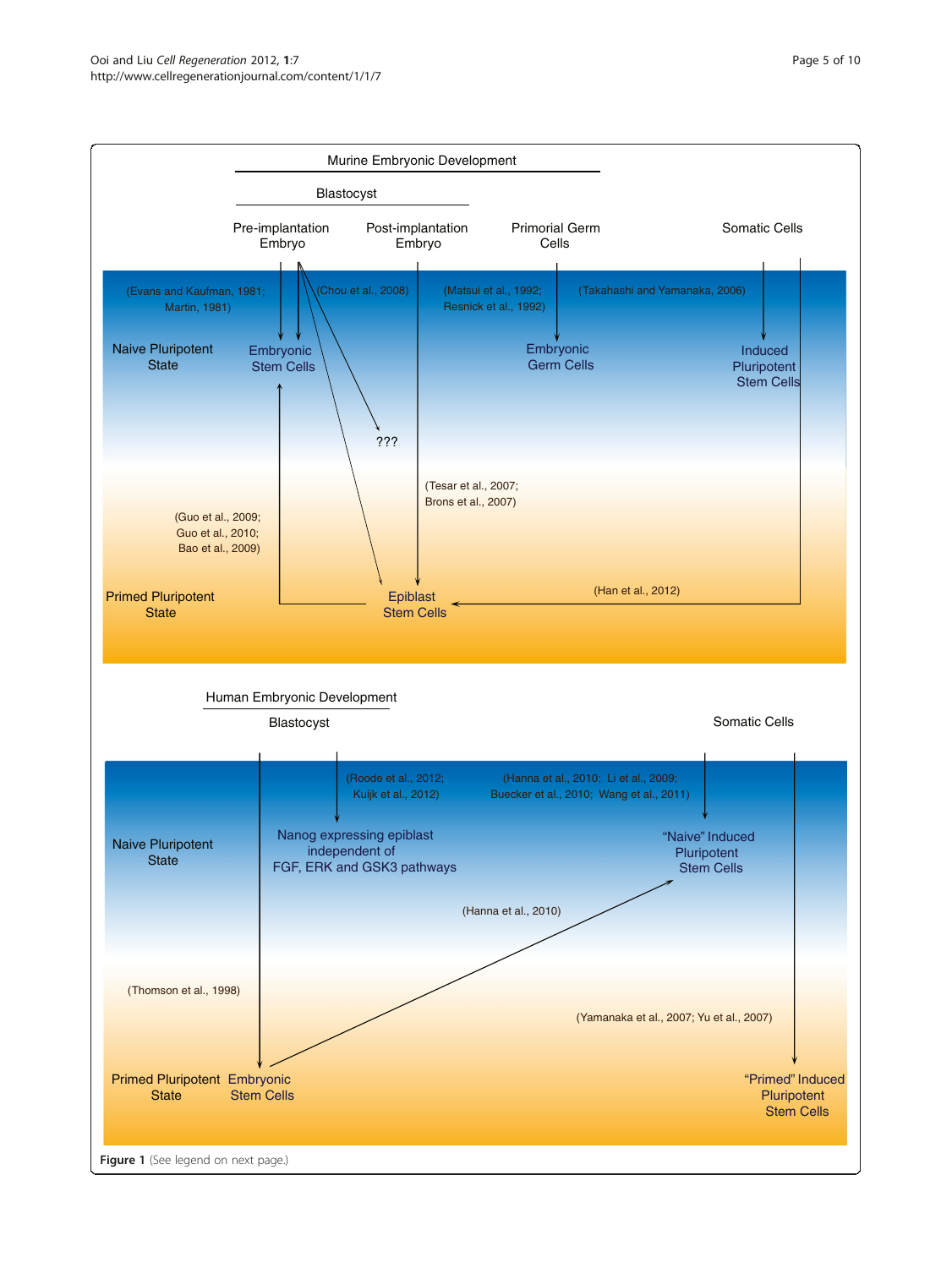Murine Embryonic Development

Blastocyst

Pre-implantation Embryo

Post-implantation Embryo

Primorial Germ Cells

Somatic Cells

(Evans and Kaufman, 1981; Martin, 1981)

(Chou et al., 2008)

(Matsui et al., 1992; Resnick et al., 1992)

(Takahashi and Yamanaka, 2006)

Naive Pluripotent State

Embryonic Stem Cells

Embryonic Germ Cells

Induced Pluripotent Stem Cells

???

(Tesar et al., 2007; Brons et al., 2007)

(Guo et al., 2009; Guo et al., 2010; Bao et al., 2009)

Primed Pluripotent State

Epiblast Stem Cells

(Han et al., 2012)

Human Embryonic Development

Blastocyst

Somatic Cells

(Roode et al., 2012; Kuijk et al., 2012)

(Hanna et al., 2010; Li et al., 2009; Buecker et al., 2010; Wang et al., 2011)

Naive Pluripotent State

Nanog expressing epiblast independent of FGF, ERK and GSK3 pathways

"Naive" Induced Pluripotent Stem Cells

(Hanna et al., 2010)

(Thomson et al., 1998)

(Yamanaka et al., 2007; Yu et al., 2007)

Primed Pluripotent State

Embryonic Stem Cells

"Primed" Induced Pluripotent Stem Cells

**Figure 1** (See legend on next page.)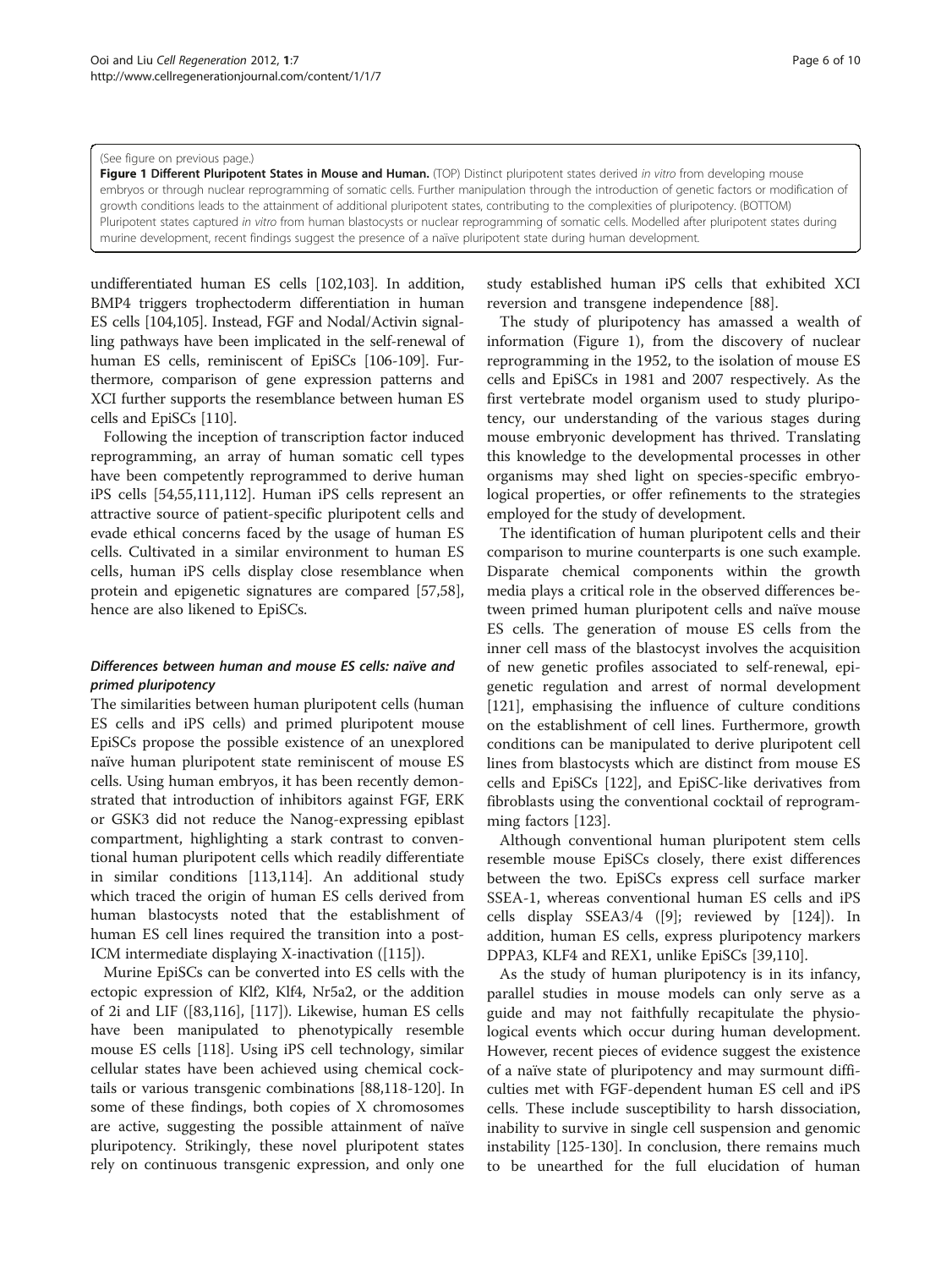(See figure on previous page.)

**Figure 1 Different Pluripotent States in Mouse and Human.** (TOP) Distinct pluripotent states derived *in vitro* from developing mouse embryos or through nuclear reprogramming of somatic cells. Further manipulation through the introduction of genetic factors or modification of growth conditions leads to the attainment of additional pluripotent states, contributing to the complexities of pluripotency. (BOTTOM) Pluripotent states captured *in vitro* from human blastocysts or nuclear reprogramming of somatic cells. Modelled after pluripotent states during murine development, recent findings suggest the presence of a naïve pluripotent state during human development.

undifferentiated human ES cells [102,103]. In addition, BMP4 triggers trophectoderm differentiation in human ES cells [104,105]. Instead, FGF and Nodal/Activin signalling pathways have been implicated in the self-renewal of human ES cells, reminiscent of EpiSCs [106-109]. Furthermore, comparison of gene expression patterns and XCI further supports the resemblance between human ES cells and EpiSCs [110].

Following the inception of transcription factor induced reprogramming, an array of human somatic cell types have been competently reprogrammed to derive human iPS cells [54,55,111,112]. Human iPS cells represent an attractive source of patient-specific pluripotent cells and evade ethical concerns faced by the usage of human ES cells. Cultivated in a similar environment to human ES cells, human iPS cells display close resemblance when protein and epigenetic signatures are compared [57,58], hence are also likened to EpiSCs.

### *Differences between human and mouse ES cells: naïve and primed pluripotency*

The similarities between human pluripotent cells (human ES cells and iPS cells) and primed pluripotent mouse EpiSCs propose the possible existence of an unexplored naïve human pluripotent state reminiscent of mouse ES cells. Using human embryos, it has been recently demonstrated that introduction of inhibitors against FGF, ERK or GSK3 did not reduce the Nanog-expressing epiblast compartment, highlighting a stark contrast to conventional human pluripotent cells which readily differentiate in similar conditions [113,114]. An additional study which traced the origin of human ES cells derived from human blastocysts noted that the establishment of human ES cell lines required the transition into a post-ICM intermediate displaying X-inactivation ([115]).

Murine EpiSCs can be converted into ES cells with the ectopic expression of Klf2, Klf4, Nr5a2, or the addition of 2i and LIF ([83,116], [117]). Likewise, human ES cells have been manipulated to phenotypically resemble mouse ES cells [118]. Using iPS cell technology, similar cellular states have been achieved using chemical cocktails or various transgenic combinations [88,118-120]. In some of these findings, both copies of X chromosomes are active, suggesting the possible attainment of naïve pluripotency. Strikingly, these novel pluripotent states rely on continuous transgenic expression, and only one study established human iPS cells that exhibited XCI reversion and transgene independence [88].

The study of pluripotency has amassed a wealth of information (Figure 1), from the discovery of nuclear reprogramming in the 1952, to the isolation of mouse ES cells and EpiSCs in 1981 and 2007 respectively. As the first vertebrate model organism used to study pluripotency, our understanding of the various stages during mouse embryonic development has thrived. Translating this knowledge to the developmental processes in other organisms may shed light on species-specific embryological properties, or offer refinements to the strategies employed for the study of development.

The identification of human pluripotent cells and their comparison to murine counterparts is one such example. Disparate chemical components within the growth media plays a critical role in the observed differences between primed human pluripotent cells and naïve mouse ES cells. The generation of mouse ES cells from the inner cell mass of the blastocyst involves the acquisition of new gene profiles associated to self-renewal, epigenetic regulation and arrest of normal development [121], emphasising the influence of culture conditions on the establishment of cell lines. Furthermore, growth conditions can be manipulated to derive pluripotent cell lines from blastocysts which are distinct from mouse ES cells and EpiSCs [122], and EpiSC-like derivatives from fibroblasts using the conventional cocktail of reprogramming factors [123].

Although conventional human pluripotent stem cells resemble mouse EpiSCs closely, there exist differences between the two. EpiSCs express cell surface marker SSEA-1, whereas conventional human ES cells and iPS cells display SSEA3/4 ([9]; reviewed by [124]). In addition, human ES cells, express pluripotency markers DPPA3, KLF4 and REX1, unlike EpiSCs [39,110].

As the study of human pluripotency is in its infancy, parallel studies in mouse models can only serve as a guide and may not faithfully recapitulate the physiological events which occur during human development. However, recent pieces of evidence suggest the existence of a naïve state of pluripotency and may surmount difficulties met with FGF-dependent human ES cell and iPS cells. These include susceptibility to harsh dissociation, inability to survive in single cell suspension and genomic instability [125-130]. In conclusion, there remains much to be unearthed for the full elucidation of human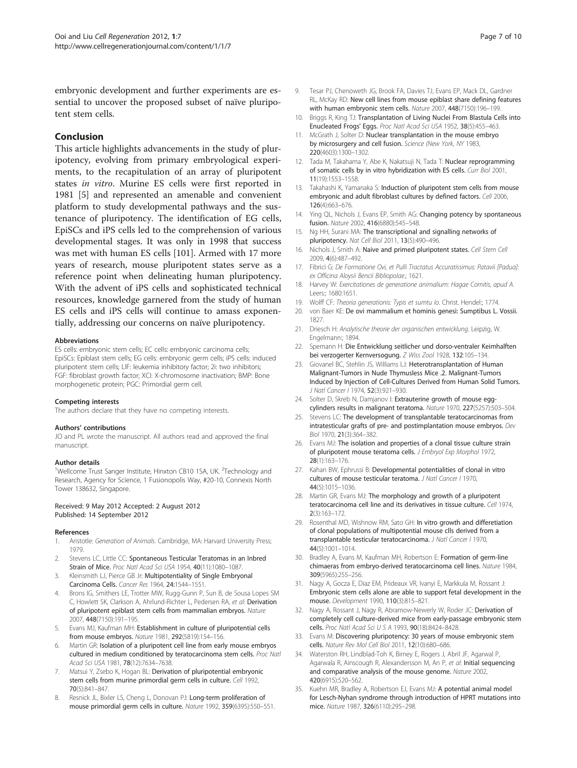embryonic development and further experiments are essential to uncover the proposed subset of naïve pluripotent stem cells.

## Conclusion

This article highlights advancements in the study of pluripotency, evolving from primary embryological experiments, to the recapitulation of an array of pluripotent states *in vitro*. Murine ES cells were first reported in 1981 [5] and represented an amenable and convenient platform to study developmental pathways and the sustenance of pluripotency. The identification of EG cells, EpiSCs and iPS cells led to the comprehension of various developmental stages. It was only in 1998 that success was met with human ES cells [101]. Armed with 17 more years of research, mouse pluripotent states serve as a reference point when delineating human pluripotency. With the advent of iPS cells and sophisticated technical resources, knowledge garnered from the study of human ES cells and iPS cells will continue to amass exponentially, addressing our concerns on naïve pluripotency.

#### Abbreviations

ES cells: embryonic stem cells; EC cells: embryonic carcinoma cells; EpiSCs: Epiblast stem cells; EG cells: embryonic germ cells; iPS cells: induced pluripotent stem cells; LIF: leukemia inhibitory factor; 2i: two inhibitors; FGF: fibroblast growth factor; XCI: X-chromosome inactivation; BMP: Bone morphogenetic protein; PGC: Primordial germ cell.

#### Competing interests

The authors declare that they have no competing interests.

#### Authors' contributions

JO and PL wrote the manuscript. All authors read and approved the final manuscript.

#### Author details

[1]Wellcome Trust Sanger Institute, Hinxton CB10 1SA, UK. [2]Technology and Research, Agency for Science, 1 Fusionopolis Way, #20-10, Connexis North Tower 138632, Singapore.

Received: 9 May 2012 Accepted: 2 August 2012
Published: 14 September 2012

#### References

1. Aristotle: *Generation of Animals*. Cambridge, MA: Harvard University Press; 1979.
2. Stevens LC, Little CC: **Spontaneous Testicular Teratomas in an Inbred Strain of Mice.** *Proc Natl Acad Sci USA* 1954, **40**(11):1080–1087.
3. Kleinsmith LJ, Pierce GB Jr: **Multipotentiality of Single Embryonal Carcinoma Cells.** *Cancer Res* 1964, **24:**1544–1551.
4. Brons IG, Smithers LE, Trotter MW, Rugg-Gunn P, Sun B, de Sousa Lopes SM C, Howlett SK, Clarkson A, Ahrlund-Richter L, Pedersen RA, *et al*: **Derivation of pluripotent epiblast stem cells from mammalian embryos.** *Nature* 2007, **448**(7150):191–195.
5. Evans MJ, Kaufman MH: **Establishment in culture of pluripotential cells from mouse embryos.** *Nature* 1981, **292**(5819):154–156.
6. Martin GR: **Isolation of a pluripotent cell line from early mouse embryos cultured in medium conditioned by teratocarcinoma stem cells.** *Proc Natl Acad Sci USA* 1981, **78**(12):7634–7638.
7. Matsui Y, Zsebo K, Hogan BL: **Derivation of pluripotential embryonic stem cells from murine primordial germ cells in culture.** *Cell* 1992, **70**(5):841–847.
8. Resnick JL, Bixler LS, Cheng L, Donovan PJ: **Long-term proliferation of mouse primordial germ cells in culture.** *Nature* 1992, **359**(6395):550–551.
9. Tesar PJ, Chenoweth JG, Brook FA, Davies TJ, Evans EP, Mack DL, Gardner RL, McKay RD: **New cell lines from mouse epiblast share defining features with human embryonic stem cells.** *Nature* 2007, **448**(7150):196–199.
10. Briggs R, King TJ: **Transplantation of Living Nuclei From Blastula Cells into Enucleated Frogs' Eggs.** *Proc Natl Acad Sci USA* 1952, **38**(5):455–463.
11. McGrath J, Solter D: **Nuclear transplantation in the mouse embryo by microsurgery and cell fusion.** *Science (New York, NY* 1983, **220**(4603):1300–1302.
12. Tada M, Takahama Y, Abe K, Nakatsuji N, Tada T: **Nuclear reprogramming of somatic cells by in vitro hybridization with ES cells.** *Curr Biol* 2001, **11**(19):1553–1558.
13. Takahashi K, Yamanaka S: **Induction of pluripotent stem cells from mouse embryonic and adult fibroblast cultures by defined factors.** *Cell* 2006, **126**(4):663–676.
14. Ying QL, Nichols J, Evans EP, Smith AG: **Changing potency by spontaneous fusion.** *Nature* 2002, **416**(6880):545–548.
15. Ng HH, Surani MA: **The transcriptional and signalling networks of pluripotency.** *Nat Cell Biol* 2011, **13**(5):490–496.
16. Nichols J, Smith A: **Naive and primed pluripotent states.** *Cell Stem Cell* 2009, **4**(6):487–492.
17. Fibrici G: *De Formatione Ovi, et Pulli Tractatus Accuratissimus: Patavii [Padua]: ex Officina Aloysii Bencii Bibliopolae.*; 1621.
18. Harvey W: *Exercitationes de generatione animalium: Hagae Comitis, apud A.* Leers:; 1680:1651.
19. Wolff CF: *Theoria generationis: Typis et sumtu lo.* Christ. Hendel:; 1774.
20. von Baer KE: **De ovi mammalium et hominis genesi: Sumptibus L. Vossii.** 1827.
21. Driesch H: *Analytische theorie der organischen entwicklung*. Leipzig, W. Engelmann:; 1894.
22. Spemann H: **Die Entwicklung seitlicher und dorso-ventraler Keimhalften bei verzogerter Kernversogung.** *Z Wiss Zool* 1928, **132**:105–134.
23. Giovanel BC, Stehlin JS, Williams LJ: **Heterotransplantation of Human Malignant-Tumors in Nude Thymusless Mice .2. Malignant-Tumors Induced by Injection of Cell-Cultures Derived from Human Solid Tumors.** *J Natl Cancer I* 1974, **52**(3):921–930.
24. Solter D, Skreb N, Damjanov I: **Extrauterine growth of mouse egg-cylinders results in malignant teratoma.** *Nature* 1970, **227**(5257):503–504.
25. Stevens LC: **The development of transplantable teratocarcinomas from intratesticular grafts of pre- and postimplantation mouse embryos.** *Dev Biol* 1970, **21**(3):364–382.
26. Evans MJ: **The isolation and properties of a clonal tissue culture strain of pluripotent mouse teratoma cells.** *J Embryol Exp Morphol* 1972, **28**(1):163–176.
27. Kahan BW, Ephrussi B: **Developmental potentialities of clonal in vitro cultures of mouse testicular teratoma.** *J Natl Cancer I* 1970, **44**(5):1015–1036.
28. Martin GR, Evans MJ: **The morphology and growth of a pluripotent teratocarcinoma cell line and its derivatives in tissue culture.** *Cell* 1974, **2**(3):163–172.
29. Rosenthal MD, Wishnow RM, Sato GH: **In vitro growth and differetiation of clonal populations of multipotential mouse clls derived from a transplantable testicular teratocarcinoma.** *J Natl Cancer I* 1970, **44**(5):1001–1014.
30. Bradley A, Evans M, Kaufman MH, Robertson E: **Formation of germ-line chimaeras from embryo-derived teratocarcinoma cell lines.** *Nature* 1984, **309**(5965):255–256.
31. Nagy A, Gocza E, Diaz EM, Prideaux VR, Ivanyi E, Markkula M, Rossant J: **Embryonic stem cells alone are able to support fetal development in the mouse.** *Development* 1990, **110**(3):815–821.
32. Nagy A, Rossant J, Nagy R, Abramow-Newerly W, Roder JC: **Derivation of completely cell culture-derived mice from early-passage embryonic stem cells.** *Proc Natl Acad Sci U S A* 1993, **90**(18):8424–8428.
33. Evans M: **Discovering pluripotency: 30 years of mouse embryonic stem cells.** *Nature Rev Mol Cell Biol* 2011, **12**(10):680–686.
34. Waterston RH, Lindblad-Toh K, Birney E, Rogers J, Abril JF, Agarwal P, Agarwala R, Ainscough R, Alexandersson M, An P, *et al*: **Initial sequencing and comparative analysis of the mouse genome.** *Nature* 2002, **420**(6915):520–562.
35. Kuehn MR, Bradley A, Robertson EJ, Evans MJ: **A potential animal model for Lesch-Nyhan syndrome through introduction of HPRT mutations into mice.** *Nature* 1987, **326**(6110):295–298.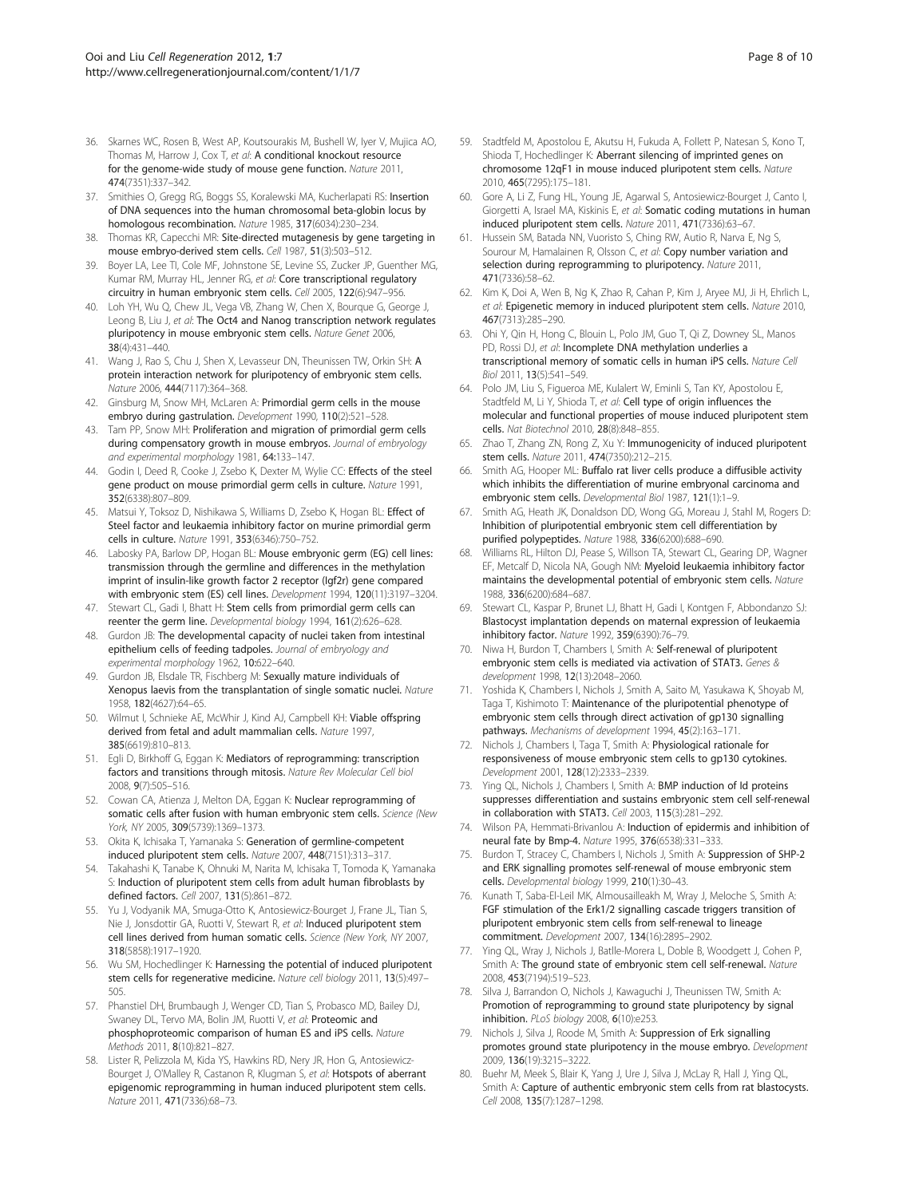36. Skarnes WC, Rosen B, West AP, Koutsourakis M, Bushell W, Iyer V, Mujica AO, Thomas M, Harrow J, Cox T, *et al*: **A conditional knockout resource for the genome-wide study of mouse gene function.** *Nature* 2011, **474**(7351):337–342.
37. Smithies O, Gregg RG, Boggs SS, Koralewski MA, Kucherlapati RS: **Insertion of DNA sequences into the human chromosomal beta-globin locus by homologous recombination.** *Nature* 1985, **317**(6034):230–234.
38. Thomas KR, Capecchi MR: **Site-directed mutagenesis by gene targeting in mouse embryo-derived stem cells.** *Cell* 1987, **51**(3):503–512.
39. Boyer LA, Lee TI, Cole MF, Johnstone SE, Levine SS, Zucker JP, Guenther MG, Kumar RM, Murray HL, Jenner RG, *et al*: **Core transcriptional regulatory circuitry in human embryonic stem cells.** *Cell* 2005, **122**(6):947–956.
40. Loh YH, Wu Q, Chew JL, Vega VB, Zhang W, Chen X, Bourque G, George J, Leong B, Liu J, *et al*: **The Oct4 and Nanog transcription network regulates pluripotency in mouse embryonic stem cells.** *Nature Genet* 2006, **38**(4):431–440.
41. Wang J, Rao S, Chu J, Shen X, Levasseur DN, Theunissen TW, Orkin SH: **A protein interaction network for pluripotency of embryonic stem cells.** *Nature* 2006, **444**(7117):364–368.
42. Ginsburg M, Snow MH, McLaren A: **Primordial germ cells in the mouse embryo during gastrulation.** *Development* 1990, **110**(2):521–528.
43. Tam PP, Snow MH: **Proliferation and migration of primordial germ cells during compensatory growth in mouse embryos.** *Journal of embryology and experimental morphology* 1981, **64:**133–147.
44. Godin I, Deed R, Cooke J, Zsebo K, Dexter M, Wylie CC: **Effects of the steel gene product on mouse primordial germ cells in culture.** *Nature* 1991, **352**(6338):807–809.
45. Matsui Y, Toksoz D, Nishikawa S, Williams D, Zsebo K, Hogan BL: **Effect of Steel factor and leukaemia inhibitory factor on murine primordial germ cells in culture.** *Nature* 1991, **353**(6346):750–752.
46. Labosky PA, Barlow DP, Hogan BL: **Mouse embryonic germ (EG) cell lines: transmission through the germline and differences in the methylation imprint of insulin-like growth factor 2 receptor (Igf2r) gene compared with embryonic stem (ES) cell lines.** *Development* 1994, **120**(11):3197–3204.
47. Stewart CL, Gadi I, Bhatt H: **Stem cells from primordial germ cells can reenter the germ line.** *Developmental biology* 1994, **161**(2):626–628.
48. Gurdon JB: **The developmental capacity of nuclei taken from intestinal epithelium cells of feeding tadpoles.** *Journal of embryology and experimental morphology* 1962, **10:**622–640.
49. Gurdon JB, Elsdale TR, Fischberg M: **Sexually mature individuals of Xenopus laevis from the transplantation of single somatic nuclei.** *Nature* 1958, **182**(4627):64–65.
50. Wilmut I, Schnieke AE, McWhir J, Kind AJ, Campbell KH: **Viable offspring derived from fetal and adult mammalian cells.** *Nature* 1997, **385**(6619):810–813.
51. Egli D, Birkhoff G, Eggan K: **Mediators of reprogramming: transcription factors and transitions through mitosis.** *Nature Rev Molecular Cell biol* 2008, **9**(7):505–516.
52. Cowan CA, Atienza J, Melton DA, Eggan K: **Nuclear reprogramming of somatic cells after fusion with human embryonic stem cells.** *Science (New York, NY* 2005, **309**(5739):1369–1373.
53. Okita K, Ichisaka T, Yamanaka S: **Generation of germline-competent induced pluripotent stem cells.** *Nature* 2007, **448**(7151):313–317.
54. Takahashi K, Tanabe K, Ohnuki M, Narita M, Ichisaka T, Tomoda K, Yamanaka S: **Induction of pluripotent stem cells from adult human fibroblasts by defined factors.** *Cell* 2007, **131**(5):861–872.
55. Yu J, Vodyanik MA, Smuga-Otto K, Antosiewicz-Bourget J, Frane JL, Tian S, Nie J, Jonsdottir GA, Ruotti V, Stewart R, *et al*: **Induced pluripotent stem cell lines derived from human somatic cells.** *Science (New York, NY* 2007, **318**(5858):1917–1920.
56. Wu SM, Hochedlinger K: **Harnessing the potential of induced pluripotent stem cells for regenerative medicine.** *Nature cell biology* 2011, **13**(5):497–505.
57. Phanstiel DH, Brumbaugh J, Wenger CD, Tian S, Probasco MD, Bailey DJ, Swaney DL, Tervo MA, Bolin JM, Ruotti V, *et al*: **Proteomic and phosphoproteomic comparison of human ES and iPS cells.** *Nature Methods* 2011, **8**(10):821–827.
58. Lister R, Pelizzola M, Kida YS, Hawkins RD, Nery JR, Hon G, Antosiewicz-Bourget J, O'Malley R, Castanon R, Klugman S, *et al*: **Hotspots of aberrant epigenomic reprogramming in human induced pluripotent stem cells.** *Nature* 2011, **471**(7336):68–73.
59. Stadtfeld M, Apostolou E, Akutsu H, Fukuda A, Follett P, Natesan S, Kono T, Shioda T, Hochedlinger K: **Aberrant silencing of imprinted genes on chromosome 12qF1 in mouse induced pluripotent stem cells.** *Nature* 2010, **465**(7295):175–181.
60. Gore A, Li Z, Fung HL, Young JE, Agarwal S, Antosiewicz-Bourget J, Canto I, Giorgetti A, Israel MA, Kiskinis E, *et al*: **Somatic coding mutations in human induced pluripotent stem cells.** *Nature* 2011, **471**(7336):63–67.
61. Hussein SM, Batada NN, Vuoristo S, Ching RW, Autio R, Narva E, Ng S, Sourour M, Hamalainen R, Olsson C, *et al*: **Copy number variation and selection during reprogramming to pluripotency.** *Nature* 2011, **471**(7336):58–62.
62. Kim K, Doi A, Wen B, Ng K, Zhao R, Cahan P, Kim J, Aryee MJ, Ji H, Ehrlich L, *et al*: **Epigenetic memory in induced pluripotent stem cells.** *Nature* 2010, **467**(7313):285–290.
63. Ohi Y, Qin H, Hong C, Blouin L, Polo JM, Guo T, Qi Z, Downey SL, Manos PD, Rossi DJ, *et al*: **Incomplete DNA methylation underlies a transcriptional memory of somatic cells in human iPS cells.** *Nature Cell Biol* 2011, **13**(5):541–549.
64. Polo JM, Liu S, Figueroa ME, Kulalert W, Eminli S, Tan KY, Apostolou E, Stadtfeld M, Li Y, Shioda T, *et al*: **Cell type of origin influences the molecular and functional properties of mouse induced pluripotent stem cells.** *Nat Biotechnol* 2010, **28**(8):848–855.
65. Zhao T, Zhang ZN, Rong Z, Xu Y: **Immunogenicity of induced pluripotent stem cells.** *Nature* 2011, **474**(7350):212–215.
66. Smith AG, Hooper ML: **Buffalo rat liver cells produce a diffusible activity which inhibits the differentiation of murine embryonal carcinoma and embryonic stem cells.** *Developmental Biol* 1987, **121**(1):1–9.
67. Smith AG, Heath JK, Donaldson DD, Wong GG, Moreau J, Stahl M, Rogers D: **Inhibition of pluripotential embryonic stem cell differentiation by purified polypeptides.** *Nature* 1988, **336**(6200):688–690.
68. Williams RL, Hilton DJ, Pease S, Willson TA, Stewart CL, Gearing DP, Wagner EF, Metcalf D, Nicola NA, Gough NM: **Myeloid leukaemia inhibitory factor maintains the developmental potential of embryonic stem cells.** *Nature* 1988, **336**(6200):684–687.
69. Stewart CL, Kaspar P, Brunet LJ, Bhatt H, Gadi I, Kontgen F, Abbondanzo SJ: **Blastocyst implantation depends on maternal expression of leukaemia inhibitory factor.** *Nature* 1992, **359**(6390):76–79.
70. Niwa H, Burdon T, Chambers I, Smith A: **Self-renewal of pluripotent embryonic stem cells is mediated via activation of STAT3.** *Genes & development* 1998, **12**(13):2048–2060.
71. Yoshida K, Chambers I, Nichols J, Smith A, Saito M, Yasukawa K, Shoyab M, Taga T, Kishimoto T: **Maintenance of the pluripotential phenotype of embryonic stem cells through direct activation of gp130 signalling pathways.** *Mechanisms of development* 1994, **45**(2):163–171.
72. Nichols J, Chambers I, Taga T, Smith A: **Physiological rationale for responsiveness of mouse embryonic stem cells to gp130 cytokines.** *Development* 2001, **128**(12):2333–2339.
73. Ying QL, Nichols J, Chambers I, Smith A: **BMP induction of Id proteins suppresses differentiation and sustains embryonic stem cell self-renewal in collaboration with STAT3.** *Cell* 2003, **115**(3):281–292.
74. Wilson PA, Hemmati-Brivanlou A: **Induction of epidermis and inhibition of neural fate by Bmp-4.** *Nature* 1995, **376**(6538):331–333.
75. Burdon T, Stracey C, Chambers I, Nichols J, Smith A: **Suppression of SHP-2 and ERK signalling promotes self-renewal of mouse embryonic stem cells.** *Developmental biology* 1999, **210**(1):30–43.
76. Kunath T, Saba-El-Leil MK, Almousailleakh M, Wray J, Meloche S, Smith A: **FGF stimulation of the Erk1/2 signalling cascade triggers transition of pluripotent embryonic stem cells from self-renewal to lineage commitment.** *Development* 2007, **134**(16):2895–2902.
77. Ying QL, Wray J, Nichols J, Batlle-Morera L, Doble B, Woodgett J, Cohen P, Smith A: **The ground state of embryonic stem cell self-renewal.** *Nature* 2008, **453**(7194):519–523.
78. Silva J, Barrandon O, Nichols J, Kawaguchi J, Theunissen TW, Smith A: **Promotion of reprogramming to ground state pluripotency by signal inhibition.** *PLoS biology* 2008, **6**(10):e253.
79. Nichols J, Silva J, Roode M, Smith A: **Suppression of Erk signalling promotes ground state pluripotency in the mouse embryo.** *Development* 2009, **136**(19):3215–3222.
80. Buehr M, Meek S, Blair K, Yang J, Ure J, Silva J, McLay R, Hall J, Ying QL, Smith A: **Capture of authentic embryonic stem cells from rat blastocysts.** *Cell* 2008, **135**(7):1287–1298.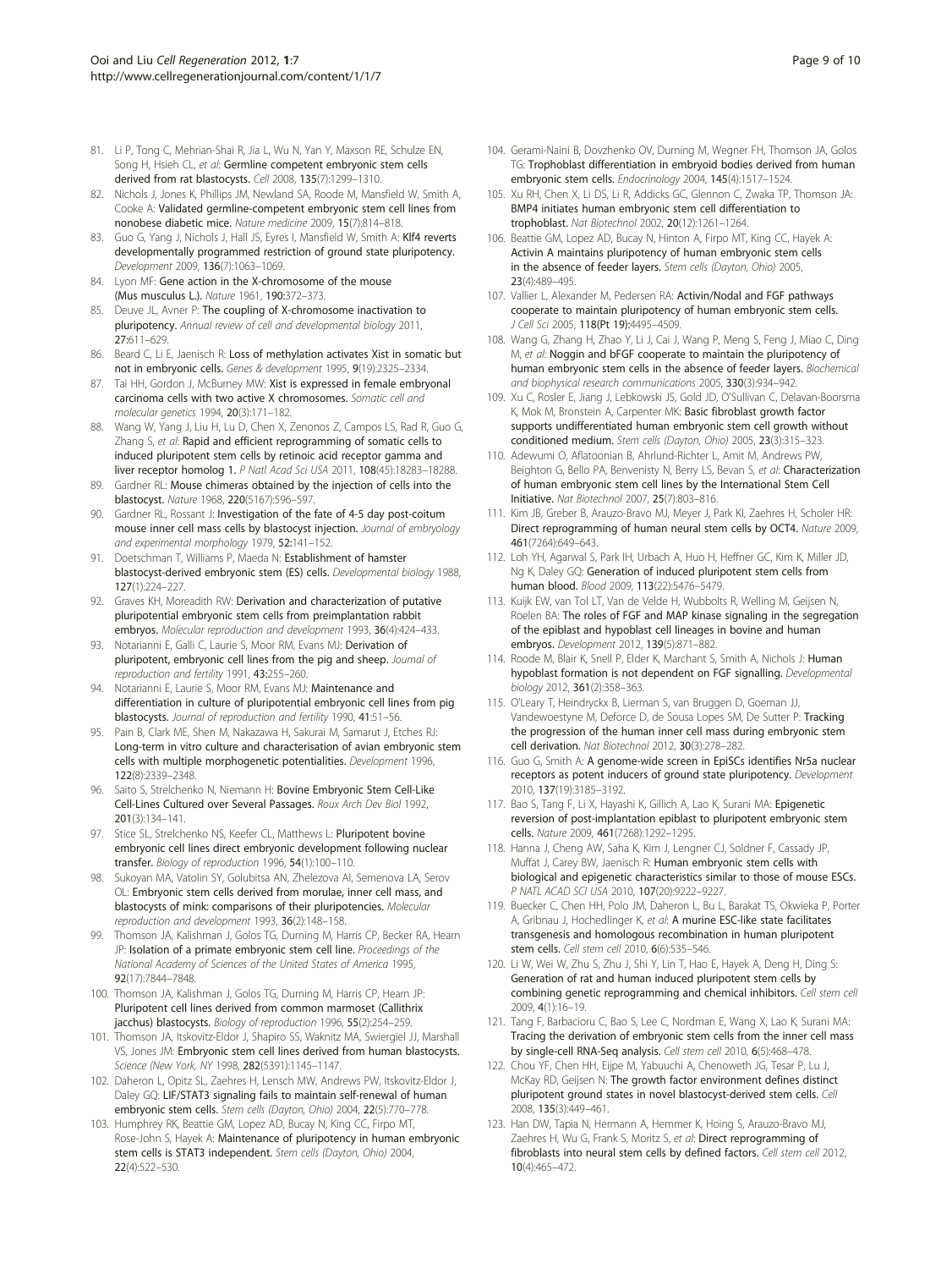81. Li P, Tong C, Mehrian-Shai R, Jia L, Wu N, Yan Y, Maxson RE, Schulze EN, Song H, Hsieh CL, *et al*: **Germline competent embryonic stem cells derived from rat blastocysts.** *Cell* 2008, **135**(7):1299–1310.
82. Nichols J, Jones K, Phillips JM, Newland SA, Roode M, Mansfield W, Smith A, Cooke A: **Validated germline-competent embryonic stem cell lines from nonobese diabetic mice.** *Nature medicine* 2009, **15**(7):814–818.
83. Guo G, Yang J, Nichols J, Hall JS, Eyres I, Mansfield W, Smith A: **Klf4 reverts developmentally programmed restriction of ground state pluripotency.** *Development* 2009, **136**(7):1063–1069.
84. Lyon MF: **Gene action in the X-chromosome of the mouse (Mus musculus L.).** *Nature* 1961, **190**:372–373.
85. Deuve JL, Avner P: **The coupling of X-chromosome inactivation to pluripotency.** *Annual review of cell and developmental biology* 2011, **27**:611–629.
86. Beard C, Li E, Jaenisch R: **Loss of methylation activates Xist in somatic but not in embryonic cells.** *Genes & development* 1995, **9**(19):2325–2334.
87. Tai HH, Gordon J, McBurney MW: **Xist is expressed in female embryonal carcinoma cells with two active X chromosomes.** *Somatic cell and molecular genetics* 1994, **20**(3):171–182.
88. Wang W, Yang J, Liu H, Lu D, Chen X, Zenonos Z, Campos LS, Rad R, Guo G, Zhang S, *et al*: **Rapid and efficient reprogramming of somatic cells to induced pluripotent stem cells by retinoic acid receptor gamma and liver receptor homolog 1.** *P Natl Acad Sci USA* 2011, **108**(45):18283–18288.
89. Gardner RL: **Mouse chimeras obtained by the injection of cells into the blastocyst.** *Nature* 1968, **220**(5167):596–597.
90. Gardner RL, Rossant J: **Investigation of the fate of 4-5 day post-coitum mouse inner cell mass cells by blastocyst injection.** *Journal of embryology and experimental morphology* 1979, **52**:141–152.
91. Doetschman T, Williams P, Maeda N: **Establishment of hamster blastocyst-derived embryonic stem (ES) cells.** *Developmental biology* 1988, **127**(1):224–227.
92. Graves KH, Moreadith RW: **Derivation and characterization of putative pluripotential embryonic stem cells from preimplantation rabbit embryos.** *Molecular reproduction and development* 1993, **36**(4):424–433.
93. Notarianni E, Galli C, Laurie S, Moor RM, Evans MJ: **Derivation of pluripotent, embryonic cell lines from the pig and sheep.** *Journal of reproduction and fertility* 1991, **43**:255–260.
94. Notarianni E, Laurie S, Moor RM, Evans MJ: **Maintenance and differentiation in culture of pluripotential embryonic cell lines from pig blastocysts.** *Journal of reproduction and fertility* 1990, **41**:51–56.
95. Pain B, Clark ME, Shen M, Nakazawa H, Sakurai M, Samarut J, Etches RJ: **Long-term in vitro culture and characterisation of avian embryonic stem cells with multiple morphogenetic potentialities.** *Development* 1996, **122**(8):2339–2348.
96. Saito S, Strelchenko N, Niemann H: **Bovine Embryonic Stem Cell-Like Cell-Lines Cultured over Several Passages.** *Roux Arch Dev Biol* 1992, **201**(3):134–141.
97. Stice SL, Strelchenko NS, Keefer CL, Matthews L: **Pluripotent bovine embryonic cell lines direct embryonic development following nuclear transfer.** *Biology of reproduction* 1996, **54**(1):100–110.
98. Sukoyan MA, Vatolin SY, Golubitsa AN, Zhelezova AI, Semenova LA, Serov OL: **Embryonic stem cells derived from morulae, inner cell mass, and blastocysts of mink: comparisons of their pluripotencies.** *Molecular reproduction and development* 1993, **36**(2):148–158.
99. Thomson JA, Kalishman J, Golos TG, Durning M, Harris CP, Becker RA, Hearn JP: **Isolation of a primate embryonic stem cell line.** *Proceedings of the National Academy of Sciences of the United States of America* 1995, **92**(17):7844–7848.
100. Thomson JA, Kalishman J, Golos TG, Durning M, Harris CP, Hearn JP: **Pluripotent cell lines derived from common marmoset (Callithrix jacchus) blastocysts.** *Biology of reproduction* 1996, **55**(2):254–259.
101. Thomson JA, Itskovitz-Eldor J, Shapiro SS, Waknitz MA, Swiergiel JJ, Marshall VS, Jones JM: **Embryonic stem cell lines derived from human blastocysts.** *Science (New York, NY* 1998, **282**(5391):1145–1147.
102. Daheron L, Opitz SL, Zaehres H, Lensch MW, Andrews PW, Itskovitz-Eldor J, Daley GQ: **LIF/STAT3 signaling fails to maintain self-renewal of human embryonic stem cells.** *Stem cells (Dayton, Ohio)* 2004, **22**(5):770–778.
103. Humphrey RK, Beattie GM, Lopez AD, Bucay N, King CC, Firpo MT, Rose-John S, Hayek A: **Maintenance of pluripotency in human embryonic stem cells is STAT3 independent.** *Stem cells (Dayton, Ohio)* 2004, **22**(4):522–530.
104. Gerami-Naini B, Dovzhenko OV, Durning M, Wegner FH, Thomson JA, Golos TG: **Trophoblast differentiation in embryoid bodies derived from human embryonic stem cells.** *Endocrinology* 2004, **145**(4):1517–1524.
105. Xu RH, Chen X, Li DS, Li R, Addicks GC, Glennon C, Zwaka TP, Thomson JA: **BMP4 initiates human embryonic stem cell differentiation to trophoblast.** *Nat Biotechnol* 2002, **20**(12):1261–1264.
106. Beattie GM, Lopez AD, Bucay N, Hinton A, Firpo MT, King CC, Hayek A: **Activin A maintains pluripotency of human embryonic stem cells in the absence of feeder layers.** *Stem cells (Dayton, Ohio)* 2005, **23**(4):489–495.
107. Vallier L, Alexander M, Pedersen RA: **Activin/Nodal and FGF pathways cooperate to maintain pluripotency of human embryonic stem cells.** *J Cell Sci* 2005, **118(Pt 19)**:4495–4509.
108. Wang G, Zhang H, Zhao Y, Li J, Cai J, Wang P, Meng S, Feng J, Miao C, Ding M, *et al*: **Noggin and bFGF cooperate to maintain the pluripotency of human embryonic stem cells in the absence of feeder layers.** *Biochemical and biophysical research communications* 2005, **330**(3):934–942.
109. Xu C, Rosler E, Jiang J, Lebkowski JS, Gold JD, O'Sullivan C, Delavan-Boorsma K, Mok M, Bronstein A, Carpenter MK: **Basic fibroblast growth factor supports undifferentiated human embryonic stem cell growth without conditioned medium.** *Stem cells (Dayton, Ohio)* 2005, **23**(3):315–323.
110. Adewumi O, Aflatoonian B, Ahrlund-Richter L, Amit M, Andrews PW, Beighton G, Bello PA, Benvenisty N, Berry LS, Bevan S, *et al*: **Characterization of human embryonic stem cell lines by the International Stem Cell Initiative.** *Nat Biotechnol* 2007, **25**(7):803–816.
111. Kim JB, Greber B, Arauzo-Bravo MJ, Meyer J, Park KI, Zaehres H, Scholer HR: **Direct reprogramming of human neural stem cells by OCT4.** *Nature* 2009, **461**(7264):649–643.
112. Loh YH, Agarwal S, Park IH, Urbach A, Huo H, Heffner GC, Kim K, Miller JD, Ng K, Daley GQ: **Generation of induced pluripotent stem cells from human blood.** *Blood* 2009, **113**(22):5476–5479.
113. Kuijk EW, van Tol LT, Van de Velde H, Wubbolts R, Welling M, Geijsen N, Roelen BA: **The roles of FGF and MAP kinase signaling in the segregation of the epiblast and hypoblast cell lineages in bovine and human embryos.** *Development* 2012, **139**(5):871–882.
114. Roode M, Blair K, Snell P, Elder K, Marchant S, Smith A, Nichols J: **Human hypoblast formation is not dependent on FGF signalling.** *Developmental biology* 2012, **361**(2):358–363.
115. O'Leary T, Heindryckx B, Lierman S, van Bruggen D, Goeman JJ, Vandewoestyne M, Deforce D, de Sousa Lopes SM, De Sutter P: **Tracking the progression of the human inner cell mass during embryonic stem cell derivation.** *Nat Biotechnol* 2012, **30**(3):278–282.
116. Guo G, Smith A: **A genome-wide screen in EpiSCs identifies Nr5a nuclear receptors as potent inducers of ground state pluripotency.** *Development* 2010, **137**(19):3185–3192.
117. Bao S, Tang F, Li X, Hayashi K, Gillich A, Lao K, Surani MA: **Epigenetic reversion of post-implantation epiblast to pluripotent embryonic stem cells.** *Nature* 2009, **461**(7268):1292–1295.
118. Hanna J, Cheng AW, Saha K, Kim J, Lengner CJ, Soldner F, Cassady JP, Muffat J, Carey BW, Jaenisch R: **Human embryonic stem cells with biological and epigenetic characteristics similar to those of mouse ESCs.** *P NATL ACAD SCI USA* 2010, **107**(20):9222–9227.
119. Buecker C, Chen HH, Polo JM, Daheron L, Bu L, Barakat TS, Okwieka P, Porter A, Gribnau J, Hochedlinger K, *et al*: **A murine ESC-like state facilitates transgenesis and homologous recombination in human pluripotent stem cells.** *Cell stem cell* 2010, **6**(6):535–546.
120. Li W, Wei W, Zhu S, Zhu J, Shi Y, Lin T, Hao E, Hayek A, Deng H, Ding S: **Generation of rat and human induced pluripotent stem cells by combining genetic reprogramming and chemical inhibitors.** *Cell stem cell* 2009, **4**(1):16–19.
121. Tang F, Barbacioru C, Bao S, Lee C, Nordman E, Wang X, Lao K, Surani MA: **Tracing the derivation of embryonic stem cells from the inner cell mass by single-cell RNA-Seq analysis.** *Cell stem cell* 2010, **6**(5):468–478.
122. Chou YF, Chen HH, Eijpe M, Yabuuchi A, Chenoweth JG, Tesar P, Lu J, McKay RD, Geijsen N: **The growth factor environment defines distinct pluripotent ground states in novel blastocyst-derived stem cells.** *Cell* 2008, **135**(3):449–461.
123. Han DW, Tapia N, Hermann A, Hemmer K, Hoing S, Arauzo-Bravo MJ, Zaehres H, Wu G, Frank S, Moritz S, *et al*: **Direct reprogramming of fibroblasts into neural stem cells by defined factors.** *Cell stem cell* 2012, **10**(4):465–472.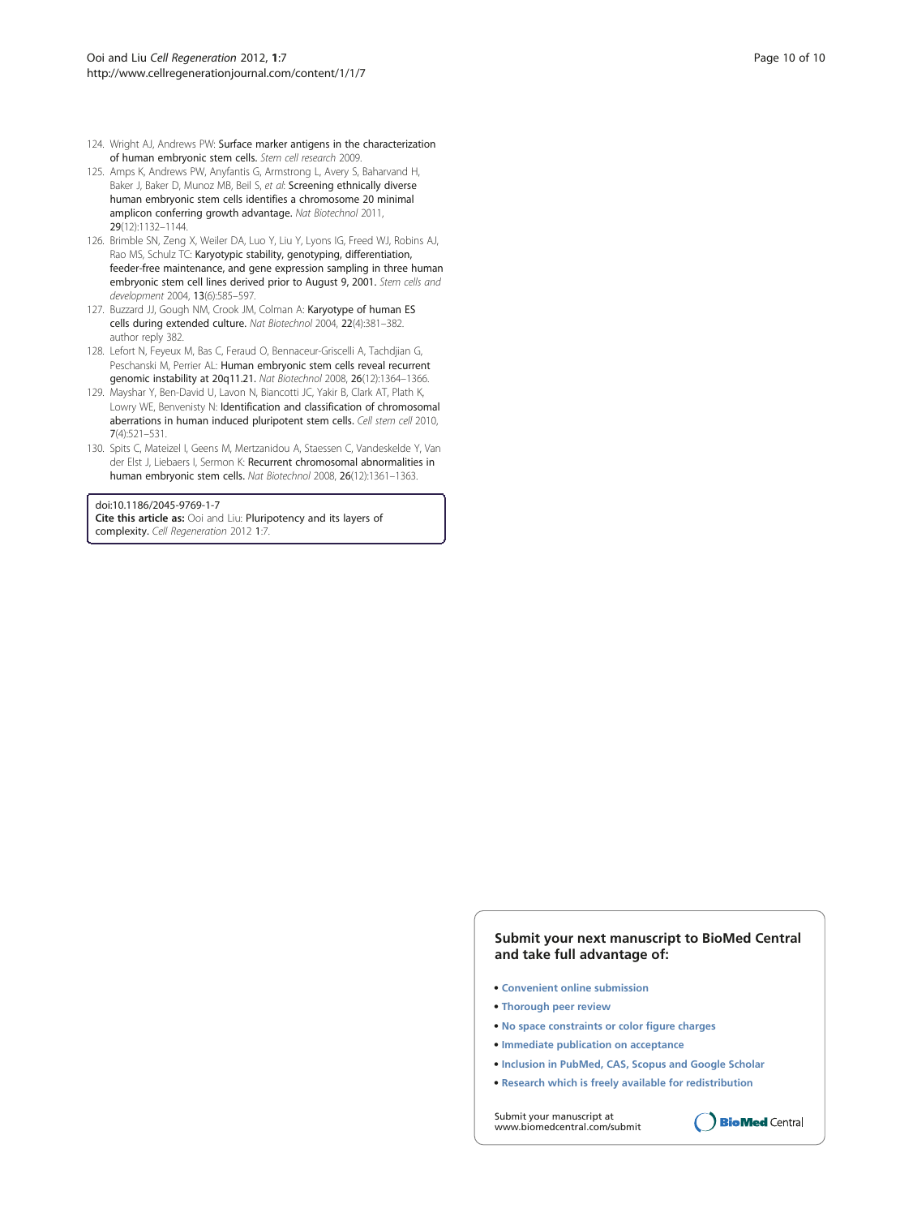124. Wright AJ, Andrews PW: **Surface marker antigens in the characterization of human embryonic stem cells.** *Stem cell research* 2009.
125. Amps K, Andrews PW, Anyfantis G, Armstrong L, Avery S, Baharvand H, Baker J, Baker D, Munoz MB, Beil S, *et al*: **Screening ethnically diverse human embryonic stem cells identifies a chromosome 20 minimal amplicon conferring growth advantage.** *Nat Biotechnol* 2011, **29**(12):1132–1144.
126. Brimble SN, Zeng X, Weiler DA, Luo Y, Liu Y, Lyons IG, Freed WJ, Robins AJ, Rao MS, Schulz TC: **Karyotypic stability, genotyping, differentiation, feeder-free maintenance, and gene expression sampling in three human embryonic stem cell lines derived prior to August 9, 2001.** *Stem cells and development* 2004, **13**(6):585–597.
127. Buzzard JJ, Gough NM, Crook JM, Colman A: **Karyotype of human ES cells during extended culture.** *Nat Biotechnol* 2004, **22**(4):381–382. author reply 382.
128. Lefort N, Feyeux M, Bas C, Feraud O, Bennaceur-Griscelli A, Tachdjian G, Peschanski M, Perrier AL: **Human embryonic stem cells reveal recurrent genomic instability at 20q11.21.** *Nat Biotechnol* 2008, **26**(12):1364–1366.
129. Mayshar Y, Ben-David U, Lavon N, Biancotti JC, Yakir B, Clark AT, Plath K, Lowry WE, Benvenisty N: **Identification and classification of chromosomal aberrations in human induced pluripotent stem cells.** *Cell stem cell* 2010, **7**(4):521–531.
130. Spits C, Mateizel I, Geens M, Mertzanidou A, Staessen C, Vandeskelde Y, Van der Elst J, Liebaers I, Sermon K: **Recurrent chromosomal abnormalities in human embryonic stem cells.** *Nat Biotechnol* 2008, **26**(12):1361–1363.

doi:10.1186/2045-9769-1-7
**Cite this article as:** Ooi and Liu: Pluripotency and its layers of complexity. *Cell Regeneration* 2012 **1**:7.

**Submit your next manuscript to BioMed Central and take full advantage of:**

- **Convenient online submission**
- **Thorough peer review**
- **No space constraints or color figure charges**
- **Immediate publication on acceptance**
- **Inclusion in PubMed, CAS, Scopus and Google Scholar**
- **Research which is freely available for redistribution**

Submit your manuscript at
www.biomedcentral.com/submit

**BioMed** Central